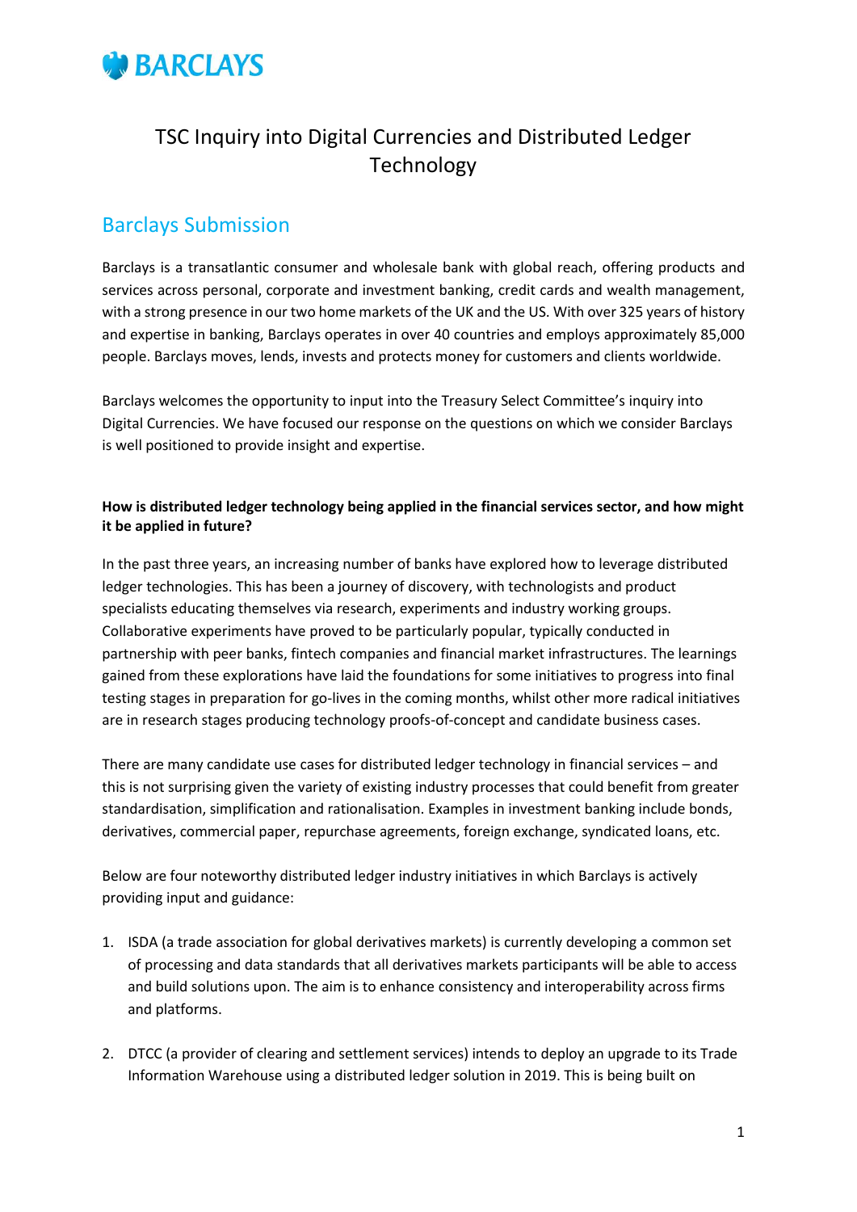BARCLAYS

# TSC Inquiry into Digital Currencies and Distributed Ledger Technology

## Barclays Submission

Barclays is a transatlantic consumer and wholesale bank with global reach, offering products and services across personal, corporate and investment banking, credit cards and wealth management, with a strong presence in our two home markets of the UK and the US. With over 325 years of history and expertise in banking, Barclays operates in over 40 countries and employs approximately 85,000 people. Barclays moves, lends, invests and protects money for customers and clients worldwide.

Barclays welcomes the opportunity to input into the Treasury Select Committee's inquiry into Digital Currencies. We have focused our response on the questions on which we consider Barclays is well positioned to provide insight and expertise.

**How is distributed ledger technology being applied in the financial services sector, and how might it be applied in future?**

In the past three years, an increasing number of banks have explored how to leverage distributed ledger technologies. This has been a journey of discovery, with technologists and product specialists educating themselves via research, experiments and industry working groups. Collaborative experiments have proved to be particularly popular, typically conducted in partnership with peer banks, fintech companies and financial market infrastructures. The learnings gained from these explorations have laid the foundations for some initiatives to progress into final testing stages in preparation for go-lives in the coming months, whilst other more radical initiatives are in research stages producing technology proofs-of-concept and candidate business cases.

There are many candidate use cases for distributed ledger technology in financial services – and this is not surprising given the variety of existing industry processes that could benefit from greater standardisation, simplification and rationalisation. Examples in investment banking include bonds, derivatives, commercial paper, repurchase agreements, foreign exchange, syndicated loans, etc.

Below are four noteworthy distributed ledger industry initiatives in which Barclays is actively providing input and guidance:

1. ISDA (a trade association for global derivatives markets) is currently developing a common set of processing and data standards that all derivatives markets participants will be able to access and build solutions upon. The aim is to enhance consistency and interoperability across firms and platforms.

2. DTCC (a provider of clearing and settlement services) intends to deploy an upgrade to its Trade Information Warehouse using a distributed ledger solution in 2019. This is being built on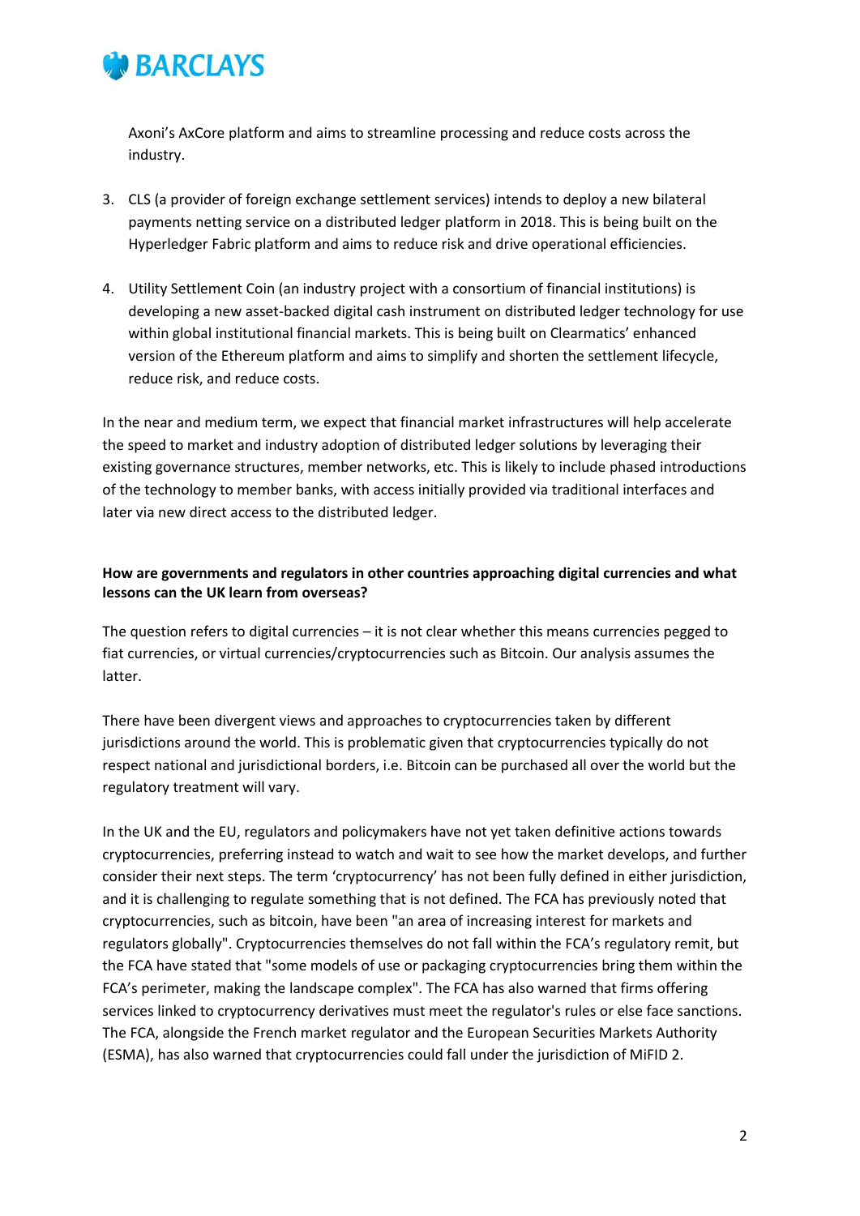Axoni's AxCore platform and aims to streamline processing and reduce costs across the industry.

3. CLS (a provider of foreign exchange settlement services) intends to deploy a new bilateral payments netting service on a distributed ledger platform in 2018. This is being built on the Hyperledger Fabric platform and aims to reduce risk and drive operational efficiencies.

4. Utility Settlement Coin (an industry project with a consortium of financial institutions) is developing a new asset-backed digital cash instrument on distributed ledger technology for use within global institutional financial markets. This is being built on Clearmatics' enhanced version of the Ethereum platform and aims to simplify and shorten the settlement lifecycle, reduce risk, and reduce costs.

In the near and medium term, we expect that financial market infrastructures will help accelerate the speed to market and industry adoption of distributed ledger solutions by leveraging their existing governance structures, member networks, etc. This is likely to include phased introductions of the technology to member banks, with access initially provided via traditional interfaces and later via new direct access to the distributed ledger.

**How are governments and regulators in other countries approaching digital currencies and what lessons can the UK learn from overseas?**

The question refers to digital currencies – it is not clear whether this means currencies pegged to fiat currencies, or virtual currencies/cryptocurrencies such as Bitcoin. Our analysis assumes the latter.

There have been divergent views and approaches to cryptocurrencies taken by different jurisdictions around the world. This is problematic given that cryptocurrencies typically do not respect national and jurisdictional borders, i.e. Bitcoin can be purchased all over the world but the regulatory treatment will vary.

In the UK and the EU, regulators and policymakers have not yet taken definitive actions towards cryptocurrencies, preferring instead to watch and wait to see how the market develops, and further consider their next steps. The term 'cryptocurrency' has not been fully defined in either jurisdiction, and it is challenging to regulate something that is not defined. The FCA has previously noted that cryptocurrencies, such as bitcoin, have been "an area of increasing interest for markets and regulators globally". Cryptocurrencies themselves do not fall within the FCA's regulatory remit, but the FCA have stated that "some models of use or packaging cryptocurrencies bring them within the FCA's perimeter, making the landscape complex". The FCA has also warned that firms offering services linked to cryptocurrency derivatives must meet the regulator's rules or else face sanctions. The FCA, alongside the French market regulator and the European Securities Markets Authority (ESMA), has also warned that cryptocurrencies could fall under the jurisdiction of MiFID 2.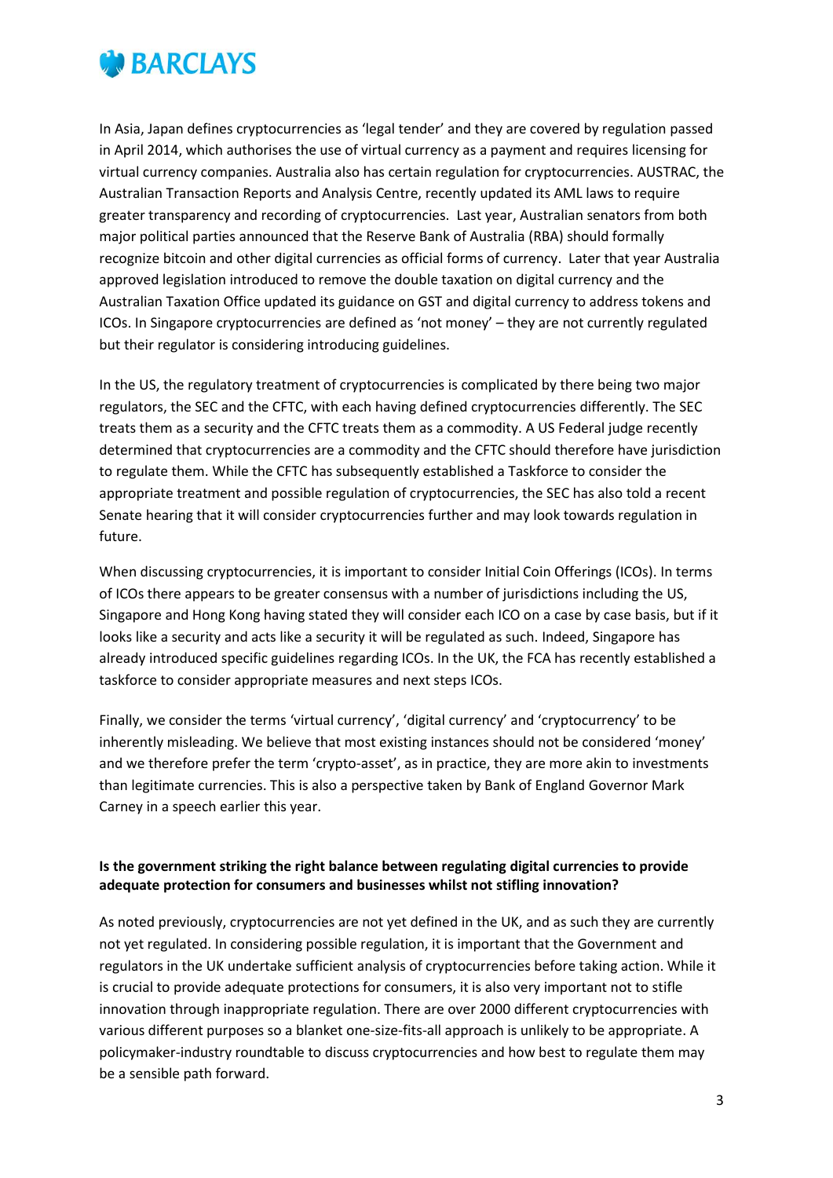In Asia, Japan defines cryptocurrencies as 'legal tender' and they are covered by regulation passed in April 2014, which authorises the use of virtual currency as a payment and requires licensing for virtual currency companies. Australia also has certain regulation for cryptocurrencies. AUSTRAC, the Australian Transaction Reports and Analysis Centre, recently updated its AML laws to require greater transparency and recording of cryptocurrencies. Last year, Australian senators from both major political parties announced that the Reserve Bank of Australia (RBA) should formally recognize bitcoin and other digital currencies as official forms of currency. Later that year Australia approved legislation introduced to remove the double taxation on digital currency and the Australian Taxation Office updated its guidance on GST and digital currency to address tokens and ICOs. In Singapore cryptocurrencies are defined as 'not money' – they are not currently regulated but their regulator is considering introducing guidelines.

In the US, the regulatory treatment of cryptocurrencies is complicated by there being two major regulators, the SEC and the CFTC, with each having defined cryptocurrencies differently. The SEC treats them as a security and the CFTC treats them as a commodity. A US Federal judge recently determined that cryptocurrencies are a commodity and the CFTC should therefore have jurisdiction to regulate them. While the CFTC has subsequently established a Taskforce to consider the appropriate treatment and possible regulation of cryptocurrencies, the SEC has also told a recent Senate hearing that it will consider cryptocurrencies further and may look towards regulation in future.

When discussing cryptocurrencies, it is important to consider Initial Coin Offerings (ICOs). In terms of ICOs there appears to be greater consensus with a number of jurisdictions including the US, Singapore and Hong Kong having stated they will consider each ICO on a case by case basis, but if it looks like a security and acts like a security it will be regulated as such. Indeed, Singapore has already introduced specific guidelines regarding ICOs. In the UK, the FCA has recently established a taskforce to consider appropriate measures and next steps ICOs.

Finally, we consider the terms 'virtual currency', 'digital currency' and 'cryptocurrency' to be inherently misleading. We believe that most existing instances should not be considered 'money' and we therefore prefer the term 'crypto-asset', as in practice, they are more akin to investments than legitimate currencies. This is also a perspective taken by Bank of England Governor Mark Carney in a speech earlier this year.

**Is the government striking the right balance between regulating digital currencies to provide adequate protection for consumers and businesses whilst not stifling innovation?**

As noted previously, cryptocurrencies are not yet defined in the UK, and as such they are currently not yet regulated. In considering possible regulation, it is important that the Government and regulators in the UK undertake sufficient analysis of cryptocurrencies before taking action. While it is crucial to provide adequate protections for consumers, it is also very important not to stifle innovation through inappropriate regulation. There are over 2000 different cryptocurrencies with various different purposes so a blanket one-size-fits-all approach is unlikely to be appropriate. A policymaker-industry roundtable to discuss cryptocurrencies and how best to regulate them may be a sensible path forward.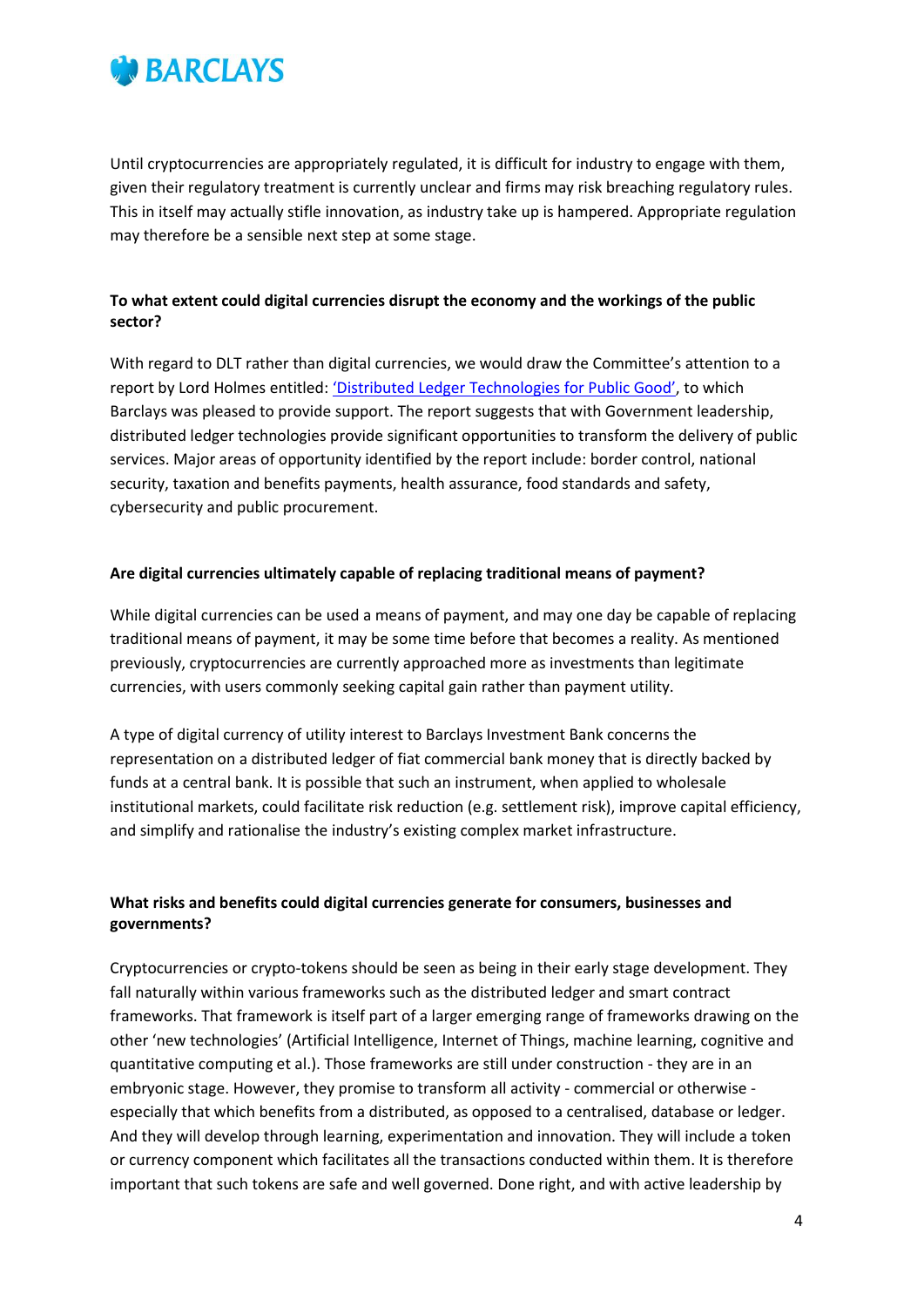Until cryptocurrencies are appropriately regulated, it is difficult for industry to engage with them, given their regulatory treatment is currently unclear and firms may risk breaching regulatory rules. This in itself may actually stifle innovation, as industry take up is hampered. Appropriate regulation may therefore be a sensible next step at some stage.

**To what extent could digital currencies disrupt the economy and the workings of the public sector?**

With regard to DLT rather than digital currencies, we would draw the Committee's attention to a report by Lord Holmes entitled: ['Distributed Ledger Technologies for Public Good'](), to which Barclays was pleased to provide support. The report suggests that with Government leadership, distributed ledger technologies provide significant opportunities to transform the delivery of public services. Major areas of opportunity identified by the report include: border control, national security, taxation and benefits payments, health assurance, food standards and safety, cybersecurity and public procurement.

**Are digital currencies ultimately capable of replacing traditional means of payment?**

While digital currencies can be used a means of payment, and may one day be capable of replacing traditional means of payment, it may be some time before that becomes a reality. As mentioned previously, cryptocurrencies are currently approached more as investments than legitimate currencies, with users commonly seeking capital gain rather than payment utility.

A type of digital currency of utility interest to Barclays Investment Bank concerns the representation on a distributed ledger of fiat commercial bank money that is directly backed by funds at a central bank. It is possible that such an instrument, when applied to wholesale institutional markets, could facilitate risk reduction (e.g. settlement risk), improve capital efficiency, and simplify and rationalise the industry's existing complex market infrastructure.

**What risks and benefits could digital currencies generate for consumers, businesses and governments?**

Cryptocurrencies or crypto-tokens should be seen as being in their early stage development. They fall naturally within various frameworks such as the distributed ledger and smart contract frameworks. That framework is itself part of a larger emerging range of frameworks drawing on the other 'new technologies' (Artificial Intelligence, Internet of Things, machine learning, cognitive and quantitative computing et al.). Those frameworks are still under construction - they are in an embryonic stage. However, they promise to transform all activity - commercial or otherwise - especially that which benefits from a distributed, as opposed to a centralised, database or ledger. And they will develop through learning, experimentation and innovation. They will include a token or currency component which facilitates all the transactions conducted within them. It is therefore important that such tokens are safe and well governed. Done right, and with active leadership by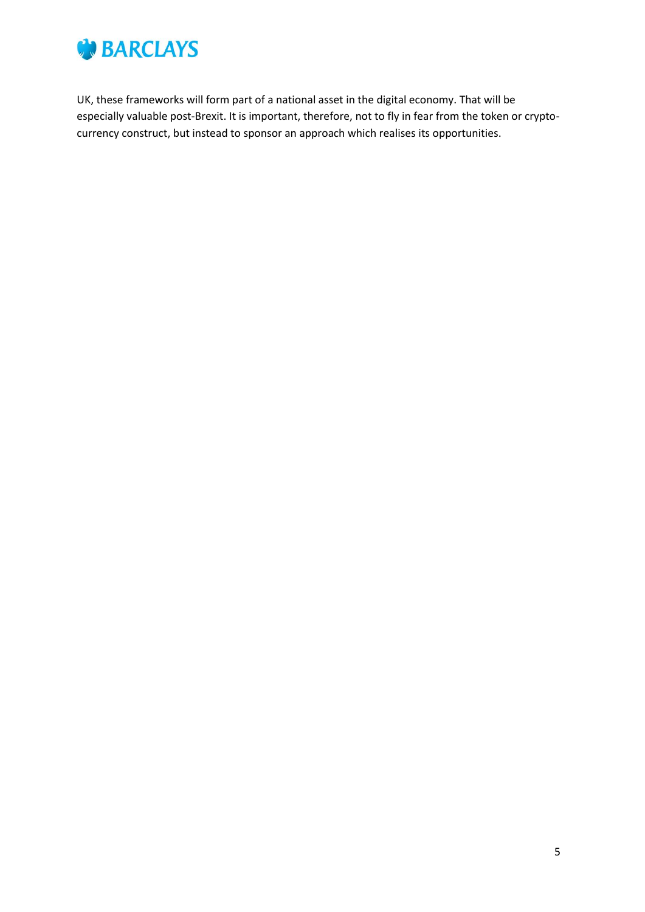UK, these frameworks will form part of a national asset in the digital economy. That will be especially valuable post-Brexit. It is important, therefore, not to fly in fear from the token or crypto-currency construct, but instead to sponsor an approach which realises its opportunities.